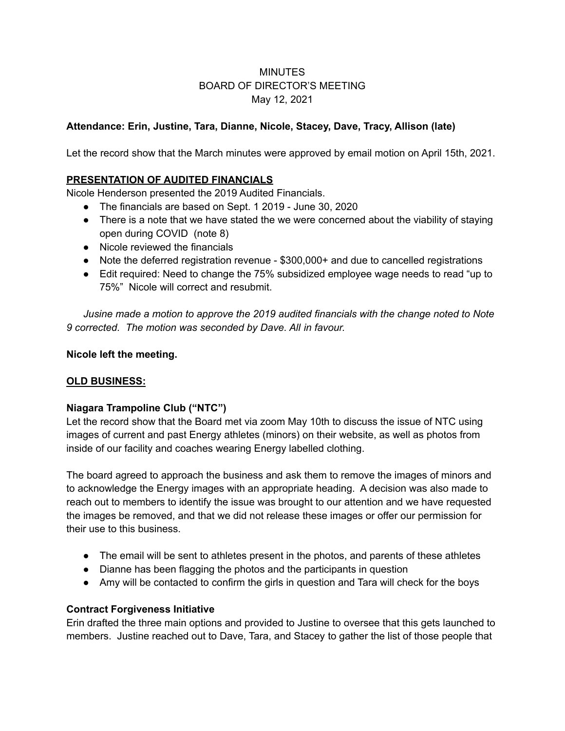MINUTES
BOARD OF DIRECTOR'S MEETING
May 12, 2021

**Attendance: Erin, Justine, Tara, Dianne, Nicole, Stacey, Dave, Tracy, Allison (late)**

Let the record show that the March minutes were approved by email motion on April 15th, 2021.

## **PRESENTATION OF AUDITED FINANCIALS**

Nicole Henderson presented the 2019 Audited Financials.

- The financials are based on Sept. 1 2019 - June 30, 2020
- There is a note that we have stated the we were concerned about the viability of staying open during COVID (note 8)
- Nicole reviewed the financials
- Note the deferred registration revenue - $300,000+ and due to cancelled registrations
- Edit required: Need to change the 75% subsidized employee wage needs to read "up to 75%" Nicole will correct and resubmit.

*Jusine made a motion to approve the 2019 audited financials with the change noted to Note 9 corrected. The motion was seconded by Dave. All in favour.*

**Nicole left the meeting.**

## **OLD BUSINESS:**

### **Niagara Trampoline Club ("NTC")**

Let the record show that the Board met via zoom May 10th to discuss the issue of NTC using images of current and past Energy athletes (minors) on their website, as well as photos from inside of our facility and coaches wearing Energy labelled clothing.

The board agreed to approach the business and ask them to remove the images of minors and to acknowledge the Energy images with an appropriate heading. A decision was also made to reach out to members to identify the issue was brought to our attention and we have requested the images be removed, and that we did not release these images or offer our permission for their use to this business.

- The email will be sent to athletes present in the photos, and parents of these athletes
- Dianne has been flagging the photos and the participants in question
- Amy will be contacted to confirm the girls in question and Tara will check for the boys

### **Contract Forgiveness Initiative**

Erin drafted the three main options and provided to Justine to oversee that this gets launched to members. Justine reached out to Dave, Tara, and Stacey to gather the list of those people that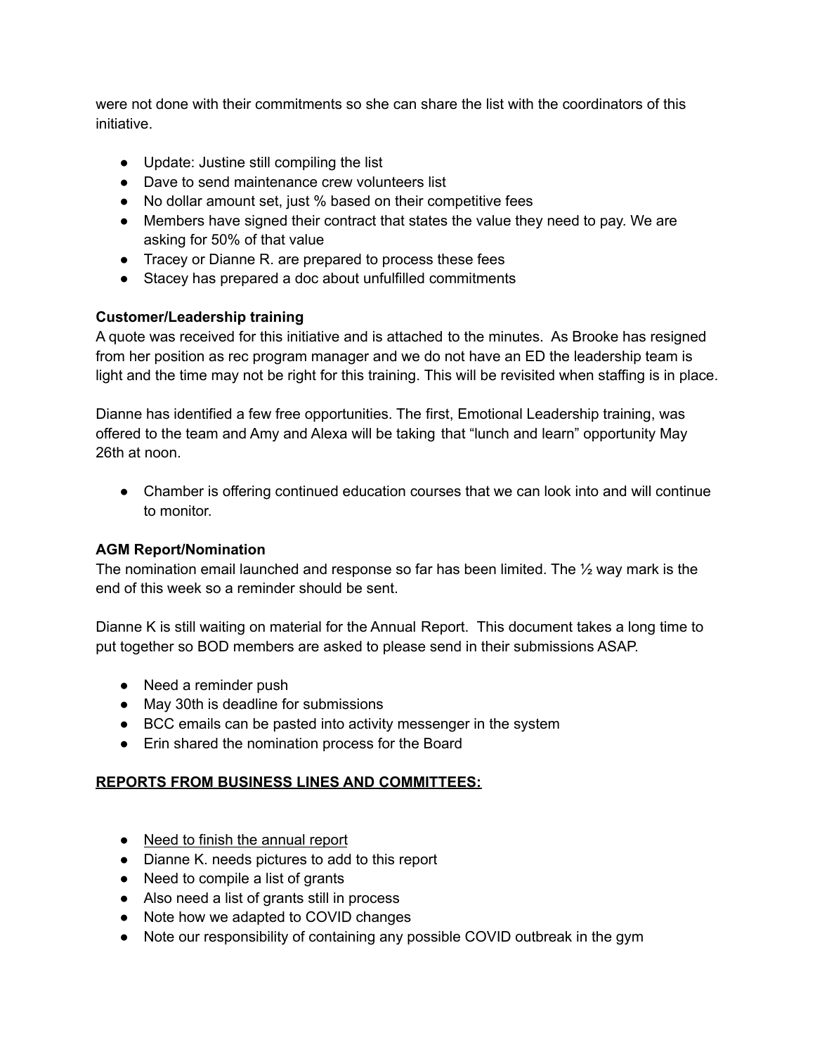were not done with their commitments so she can share the list with the coordinators of this initiative.

- Update: Justine still compiling the list
- Dave to send maintenance crew volunteers list
- No dollar amount set, just % based on their competitive fees
- Members have signed their contract that states the value they need to pay. We are asking for 50% of that value
- Tracey or Dianne R. are prepared to process these fees
- Stacey has prepared a doc about unfulfilled commitments

**Customer/Leadership training**

A quote was received for this initiative and is attached to the minutes. As Brooke has resigned from her position as rec program manager and we do not have an ED the leadership team is light and the time may not be right for this training. This will be revisited when staffing is in place.

Dianne has identified a few free opportunities. The first, Emotional Leadership training, was offered to the team and Amy and Alexa will be taking that "lunch and learn" opportunity May 26th at noon.

- Chamber is offering continued education courses that we can look into and will continue to monitor.

**AGM Report/Nomination**

The nomination email launched and response so far has been limited. The ½ way mark is the end of this week so a reminder should be sent.

Dianne K is still waiting on material for the Annual Report. This document takes a long time to put together so BOD members are asked to please send in their submissions ASAP.

- Need a reminder push
- May 30th is deadline for submissions
- BCC emails can be pasted into activity messenger in the system
- Erin shared the nomination process for the Board

**REPORTS FROM BUSINESS LINES AND COMMITTEES:**

- Need to finish the annual report
- Dianne K. needs pictures to add to this report
- Need to compile a list of grants
- Also need a list of grants still in process
- Note how we adapted to COVID changes
- Note our responsibility of containing any possible COVID outbreak in the gym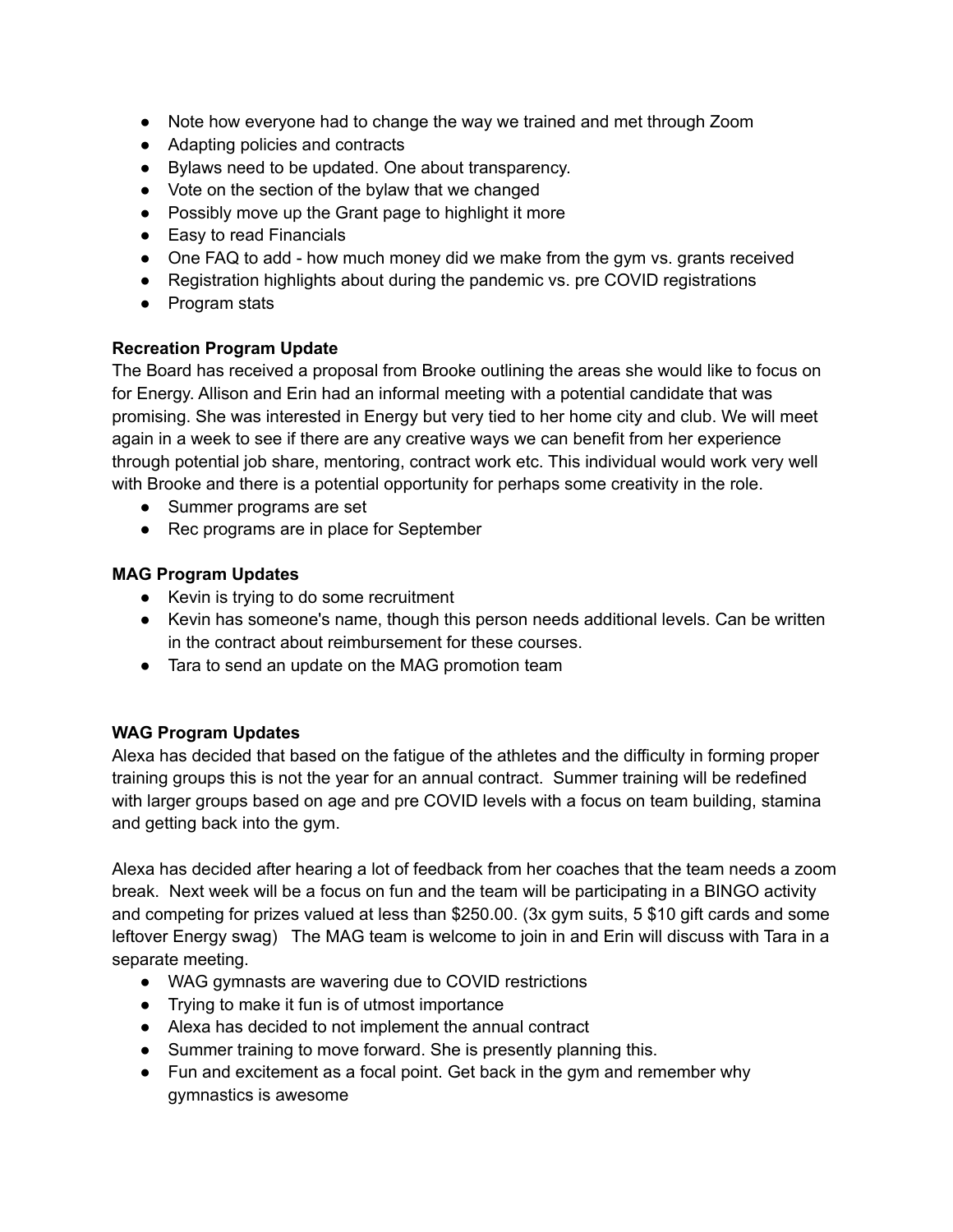- Note how everyone had to change the way we trained and met through Zoom
- Adapting policies and contracts
- Bylaws need to be updated. One about transparency.
- Vote on the section of the bylaw that we changed
- Possibly move up the Grant page to highlight it more
- Easy to read Financials
- One FAQ to add - how much money did we make from the gym vs. grants received
- Registration highlights about during the pandemic vs. pre COVID registrations
- Program stats

**Recreation Program Update**

The Board has received a proposal from Brooke outlining the areas she would like to focus on for Energy. Allison and Erin had an informal meeting with a potential candidate that was promising. She was interested in Energy but very tied to her home city and club. We will meet again in a week to see if there are any creative ways we can benefit from her experience through potential job share, mentoring, contract work etc. This individual would work very well with Brooke and there is a potential opportunity for perhaps some creativity in the role.

- Summer programs are set
- Rec programs are in place for September

**MAG Program Updates**

- Kevin is trying to do some recruitment
- Kevin has someone's name, though this person needs additional levels. Can be written in the contract about reimbursement for these courses.
- Tara to send an update on the MAG promotion team

**WAG Program Updates**

Alexa has decided that based on the fatigue of the athletes and the difficulty in forming proper training groups this is not the year for an annual contract. Summer training will be redefined with larger groups based on age and pre COVID levels with a focus on team building, stamina and getting back into the gym.

Alexa has decided after hearing a lot of feedback from her coaches that the team needs a zoom break. Next week will be a focus on fun and the team will be participating in a BINGO activity and competing for prizes valued at less than $250.00. (3x gym suits, 5 $10 gift cards and some leftover Energy swag) The MAG team is welcome to join in and Erin will discuss with Tara in a separate meeting.

- WAG gymnasts are wavering due to COVID restrictions
- Trying to make it fun is of utmost importance
- Alexa has decided to not implement the annual contract
- Summer training to move forward. She is presently planning this.
- Fun and excitement as a focal point. Get back in the gym and remember why gymnastics is awesome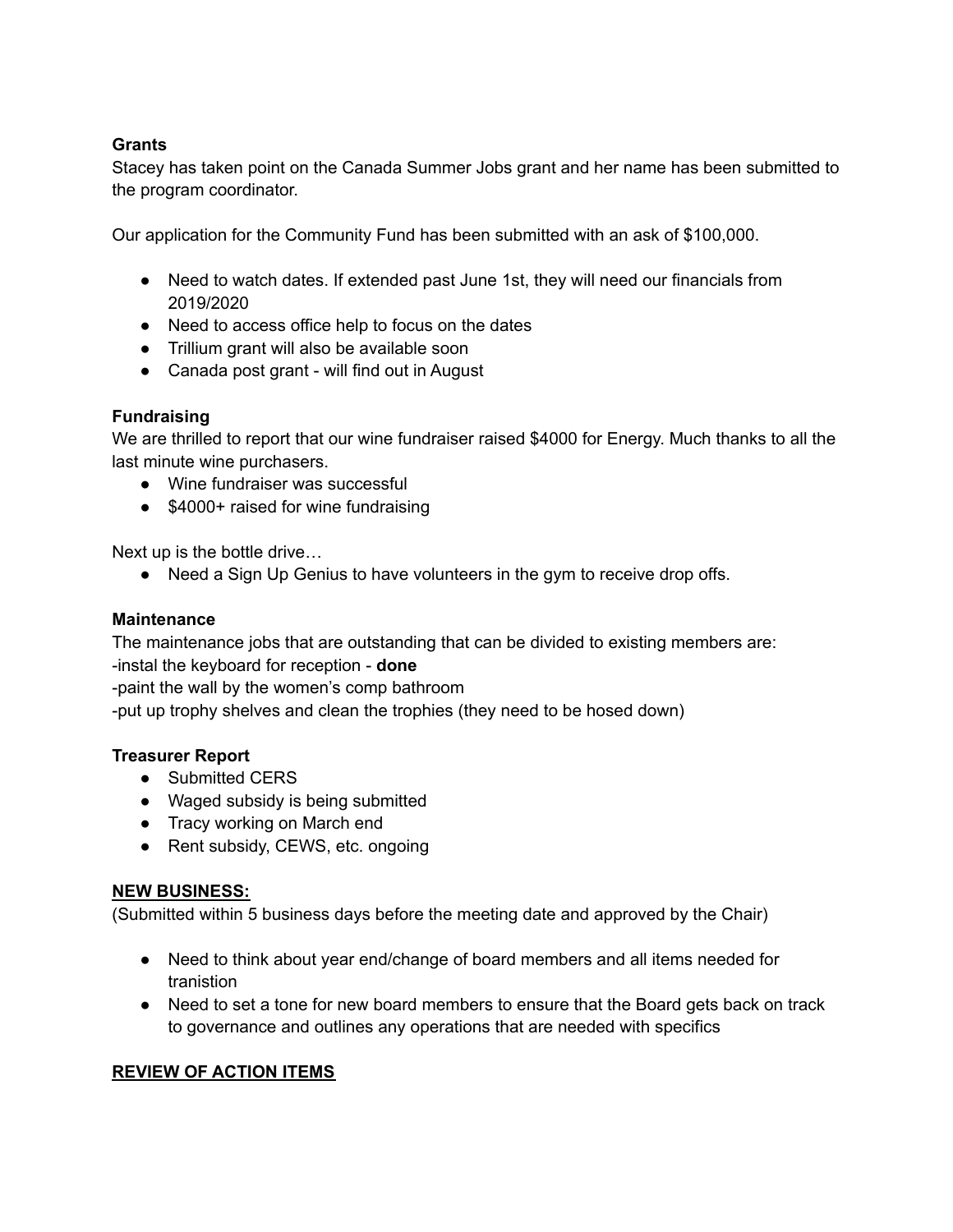**Grants**

Stacey has taken point on the Canada Summer Jobs grant and her name has been submitted to the program coordinator.

Our application for the Community Fund has been submitted with an ask of $100,000.

- Need to watch dates. If extended past June 1st, they will need our financials from 2019/2020
- Need to access office help to focus on the dates
- Trillium grant will also be available soon
- Canada post grant - will find out in August

**Fundraising**

We are thrilled to report that our wine fundraiser raised $4000 for Energy. Much thanks to all the last minute wine purchasers.

- Wine fundraiser was successful
- $4000+ raised for wine fundraising

Next up is the bottle drive…

- Need a Sign Up Genius to have volunteers in the gym to receive drop offs.

**Maintenance**

The maintenance jobs that are outstanding that can be divided to existing members are:
-instal the keyboard for reception - **done**
-paint the wall by the women's comp bathroom
-put up trophy shelves and clean the trophies (they need to be hosed down)

**Treasurer Report**

- Submitted CERS
- Waged subsidy is being submitted
- Tracy working on March end
- Rent subsidy, CEWS, etc. ongoing

**<u>NEW BUSINESS:</u>**

(Submitted within 5 business days before the meeting date and approved by the Chair)

- Need to think about year end/change of board members and all items needed for tranistion
- Need to set a tone for new board members to ensure that the Board gets back on track to governance and outlines any operations that are needed with specifics

**<u>REVIEW OF ACTION ITEMS</u>**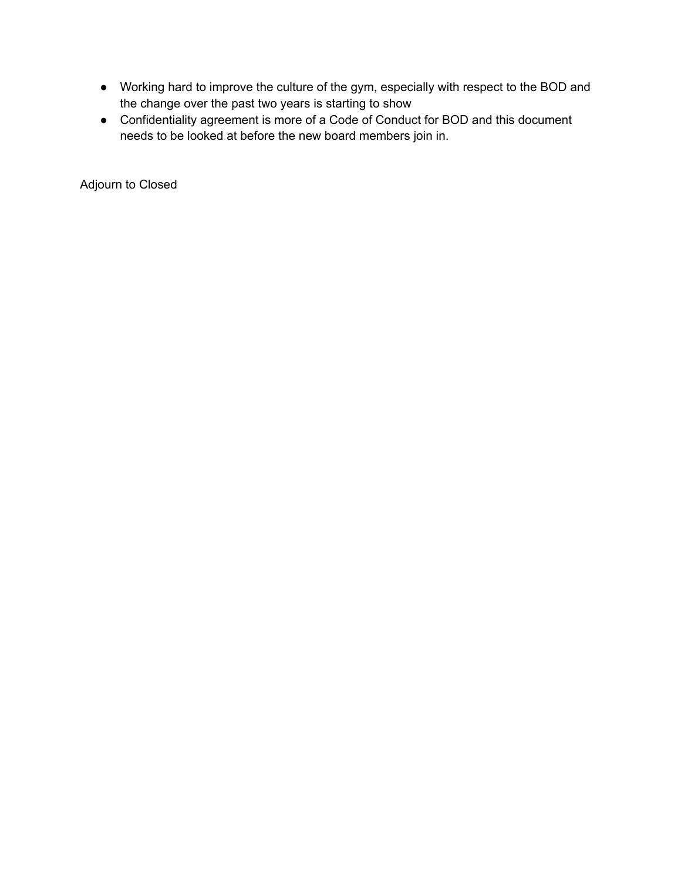- Working hard to improve the culture of the gym, especially with respect to the BOD and the change over the past two years is starting to show
- Confidentiality agreement is more of a Code of Conduct for BOD and this document needs to be looked at before the new board members join in.

Adjourn to Closed